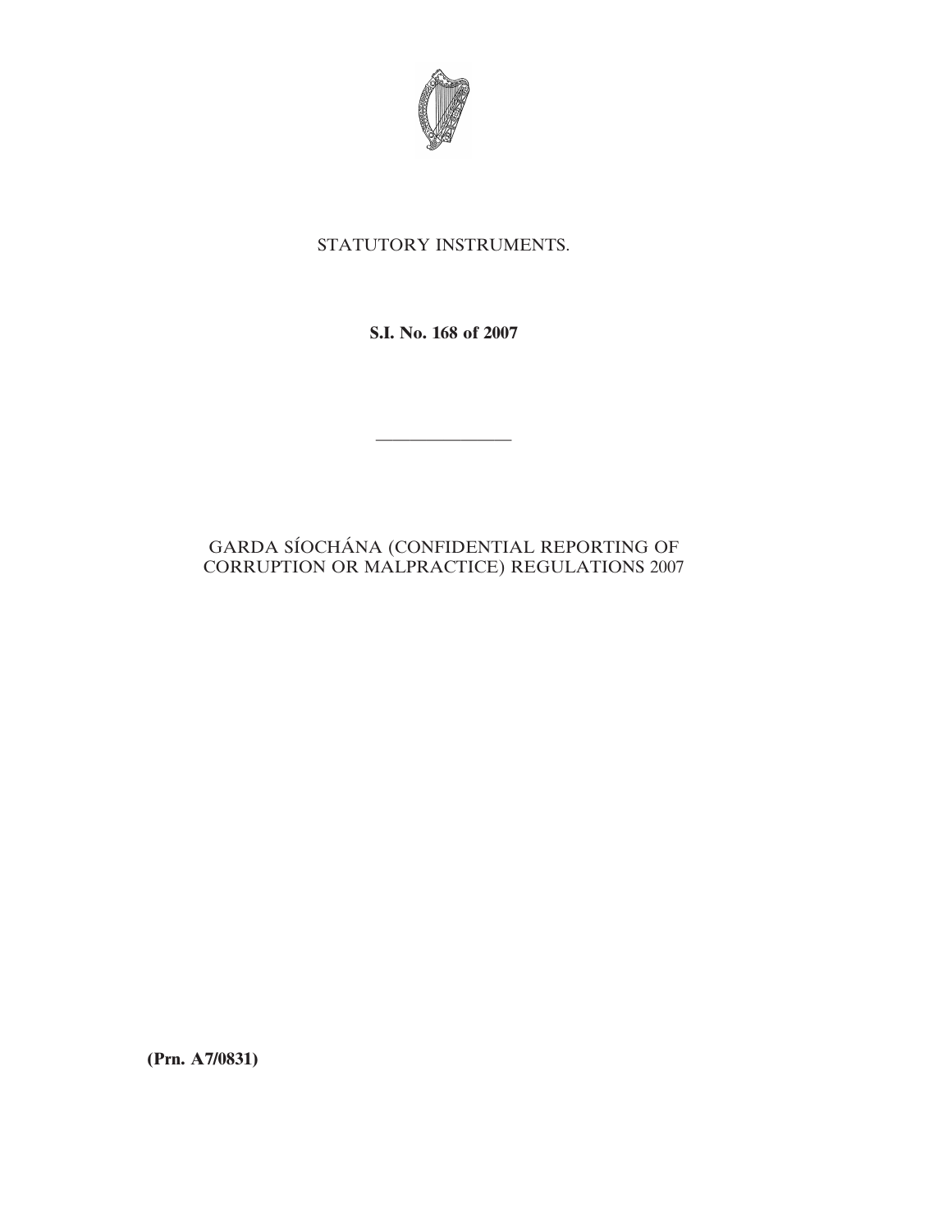STATUTORY INSTRUMENTS.

**S.I. No. 168 of 2007**

---

GARDA SÍOCHÁNA (CONFIDENTIAL REPORTING OF CORRUPTION OR MALPRACTICE) REGULATIONS 2007

**(Prn. A7/0831)**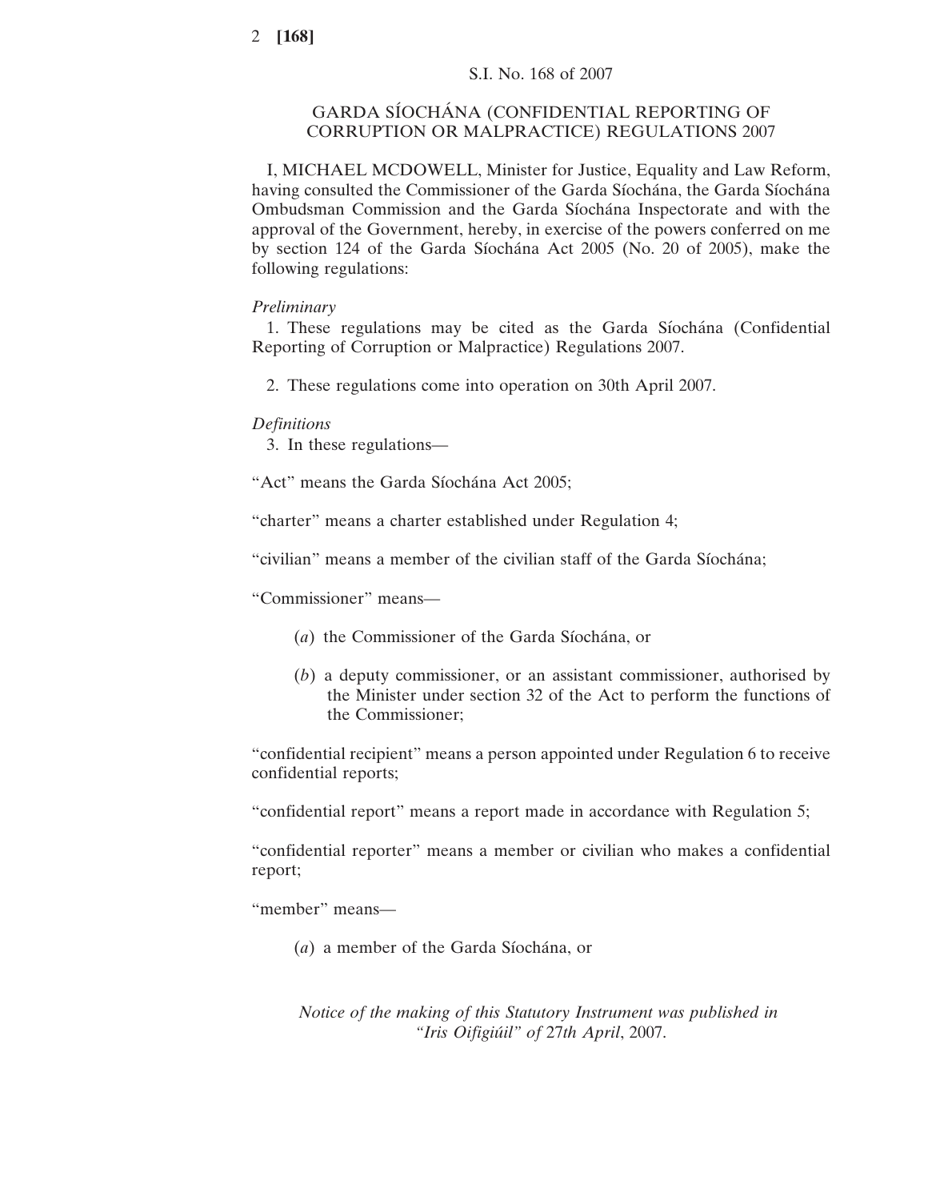S.I. No. 168 of 2007

# GARDA SÍOCHÁNA (CONFIDENTIAL REPORTING OF CORRUPTION OR MALPRACTICE) REGULATIONS 2007

I, MICHAEL MCDOWELL, Minister for Justice, Equality and Law Reform, having consulted the Commissioner of the Garda Síochána, the Garda Síochána Ombudsman Commission and the Garda Síochána Inspectorate and with the approval of the Government, hereby, in exercise of the powers conferred on me by section 124 of the Garda Síochána Act 2005 (No. 20 of 2005), make the following regulations:

*Preliminary*

1. These regulations may be cited as the Garda Síochána (Confidential Reporting of Corruption or Malpractice) Regulations 2007.

2. These regulations come into operation on 30th April 2007.

*Definitions*

3. In these regulations—

"Act" means the Garda Síochána Act 2005;

"charter" means a charter established under Regulation 4;

"civilian" means a member of the civilian staff of the Garda Síochána;

"Commissioner" means—

(*a*) the Commissioner of the Garda Síochána, or

(*b*) a deputy commissioner, or an assistant commissioner, authorised by the Minister under section 32 of the Act to perform the functions of the Commissioner;

"confidential recipient" means a person appointed under Regulation 6 to receive confidential reports;

"confidential report" means a report made in accordance with Regulation 5;

"confidential reporter" means a member or civilian who makes a confidential report;

"member" means—

(*a*) a member of the Garda Síochána, or

*Notice of the making of this Statutory Instrument was published in "Iris Oifigiúil" of 27th April*, 2007.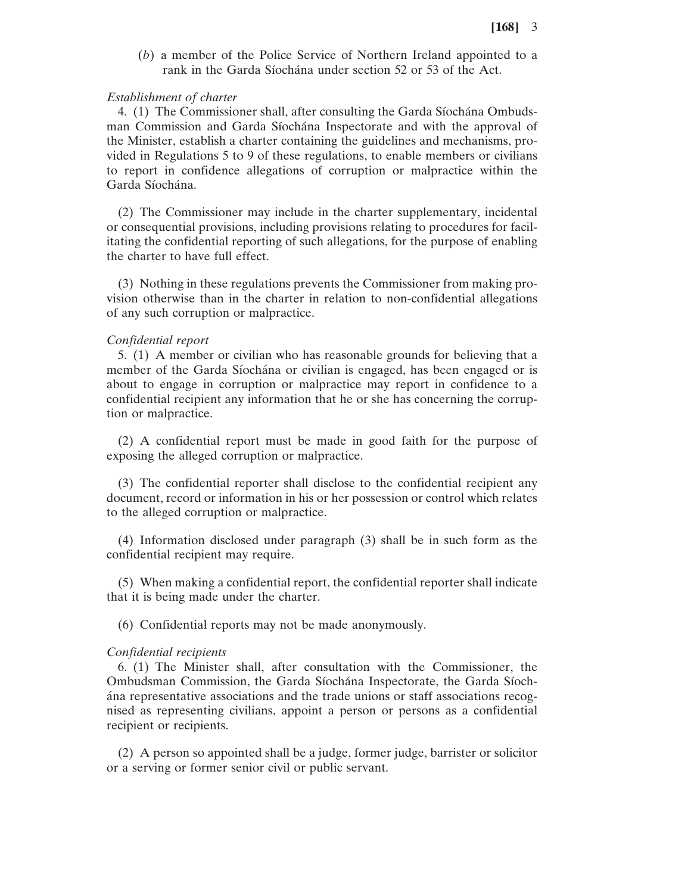(*b*) a member of the Police Service of Northern Ireland appointed to a rank in the Garda Síochána under section 52 or 53 of the Act.

*Establishment of charter*

4. (1) The Commissioner shall, after consulting the Garda Síochána Ombudsman Commission and Garda Síochána Inspectorate and with the approval of the Minister, establish a charter containing the guidelines and mechanisms, provided in Regulations 5 to 9 of these regulations, to enable members or civilians to report in confidence allegations of corruption or malpractice within the Garda Síochána.

(2) The Commissioner may include in the charter supplementary, incidental or consequential provisions, including provisions relating to procedures for facilitating the confidential reporting of such allegations, for the purpose of enabling the charter to have full effect.

(3) Nothing in these regulations prevents the Commissioner from making provision otherwise than in the charter in relation to non-confidential allegations of any such corruption or malpractice.

*Confidential report*

5. (1) A member or civilian who has reasonable grounds for believing that a member of the Garda Síochána or civilian is engaged, has been engaged or is about to engage in corruption or malpractice may report in confidence to a confidential recipient any information that he or she has concerning the corruption or malpractice.

(2) A confidential report must be made in good faith for the purpose of exposing the alleged corruption or malpractice.

(3) The confidential reporter shall disclose to the confidential recipient any document, record or information in his or her possession or control which relates to the alleged corruption or malpractice.

(4) Information disclosed under paragraph (3) shall be in such form as the confidential recipient may require.

(5) When making a confidential report, the confidential reporter shall indicate that it is being made under the charter.

(6) Confidential reports may not be made anonymously.

*Confidential recipients*

6. (1) The Minister shall, after consultation with the Commissioner, the Ombudsman Commission, the Garda Síochána Inspectorate, the Garda Síochána representative associations and the trade unions or staff associations recognised as representing civilians, appoint a person or persons as a confidential recipient or recipients.

(2) A person so appointed shall be a judge, former judge, barrister or solicitor or a serving or former senior civil or public servant.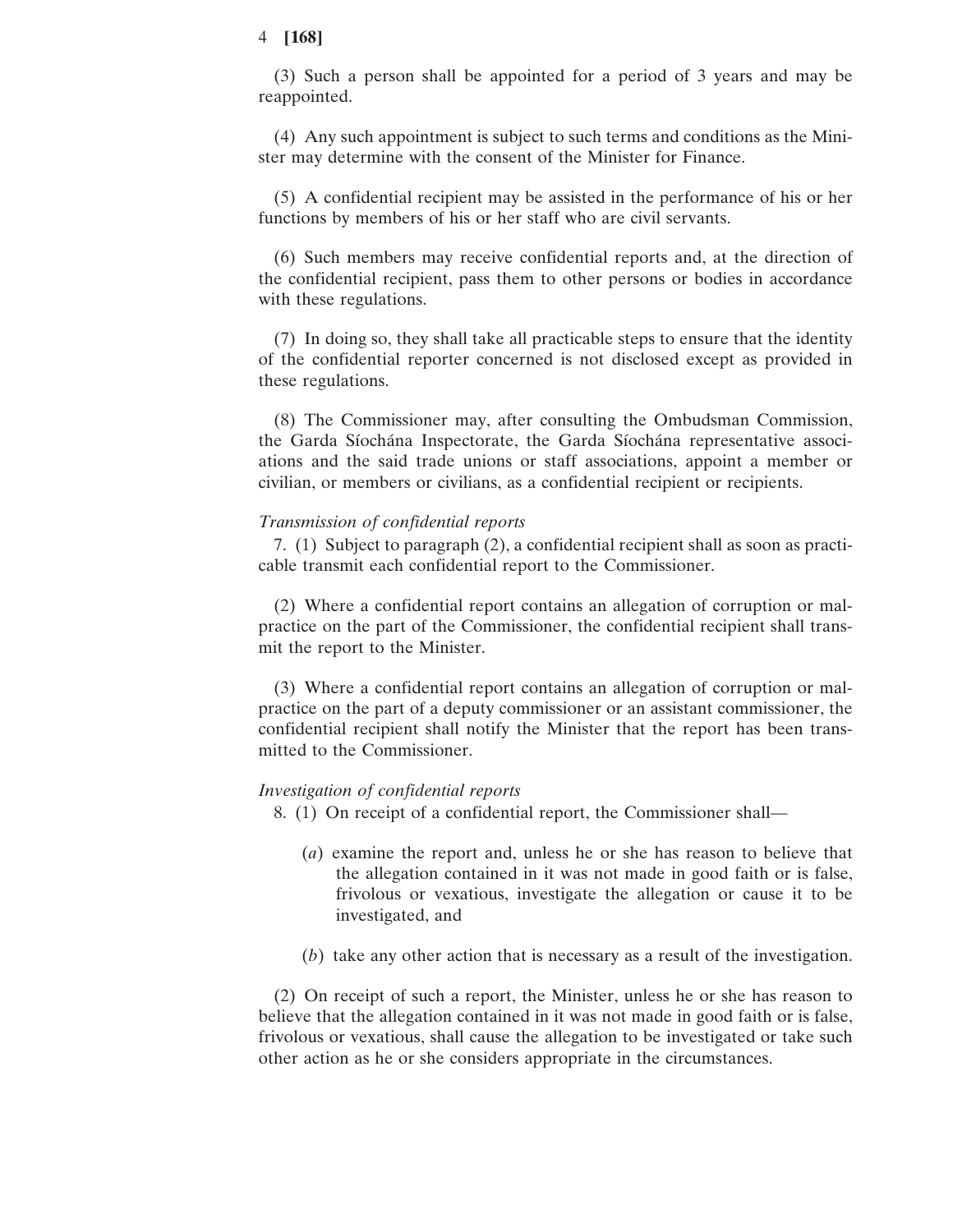(3) Such a person shall be appointed for a period of 3 years and may be reappointed.

(4) Any such appointment is subject to such terms and conditions as the Minister may determine with the consent of the Minister for Finance.

(5) A confidential recipient may be assisted in the performance of his or her functions by members of his or her staff who are civil servants.

(6) Such members may receive confidential reports and, at the direction of the confidential recipient, pass them to other persons or bodies in accordance with these regulations.

(7) In doing so, they shall take all practicable steps to ensure that the identity of the confidential reporter concerned is not disclosed except as provided in these regulations.

(8) The Commissioner may, after consulting the Ombudsman Commission, the Garda Síochána Inspectorate, the Garda Síochána representative associations and the said trade unions or staff associations, appoint a member or civilian, or members or civilians, as a confidential recipient or recipients.

*Transmission of confidential reports*

7. (1) Subject to paragraph (2), a confidential recipient shall as soon as practicable transmit each confidential report to the Commissioner.

(2) Where a confidential report contains an allegation of corruption or malpractice on the part of the Commissioner, the confidential recipient shall transmit the report to the Minister.

(3) Where a confidential report contains an allegation of corruption or malpractice on the part of a deputy commissioner or an assistant commissioner, the confidential recipient shall notify the Minister that the report has been transmitted to the Commissioner.

*Investigation of confidential reports*

8. (1) On receipt of a confidential report, the Commissioner shall—

(*a*) examine the report and, unless he or she has reason to believe that the allegation contained in it was not made in good faith or is false, frivolous or vexatious, investigate the allegation or cause it to be investigated, and

(*b*) take any other action that is necessary as a result of the investigation.

(2) On receipt of such a report, the Minister, unless he or she has reason to believe that the allegation contained in it was not made in good faith or is false, frivolous or vexatious, shall cause the allegation to be investigated or take such other action as he or she considers appropriate in the circumstances.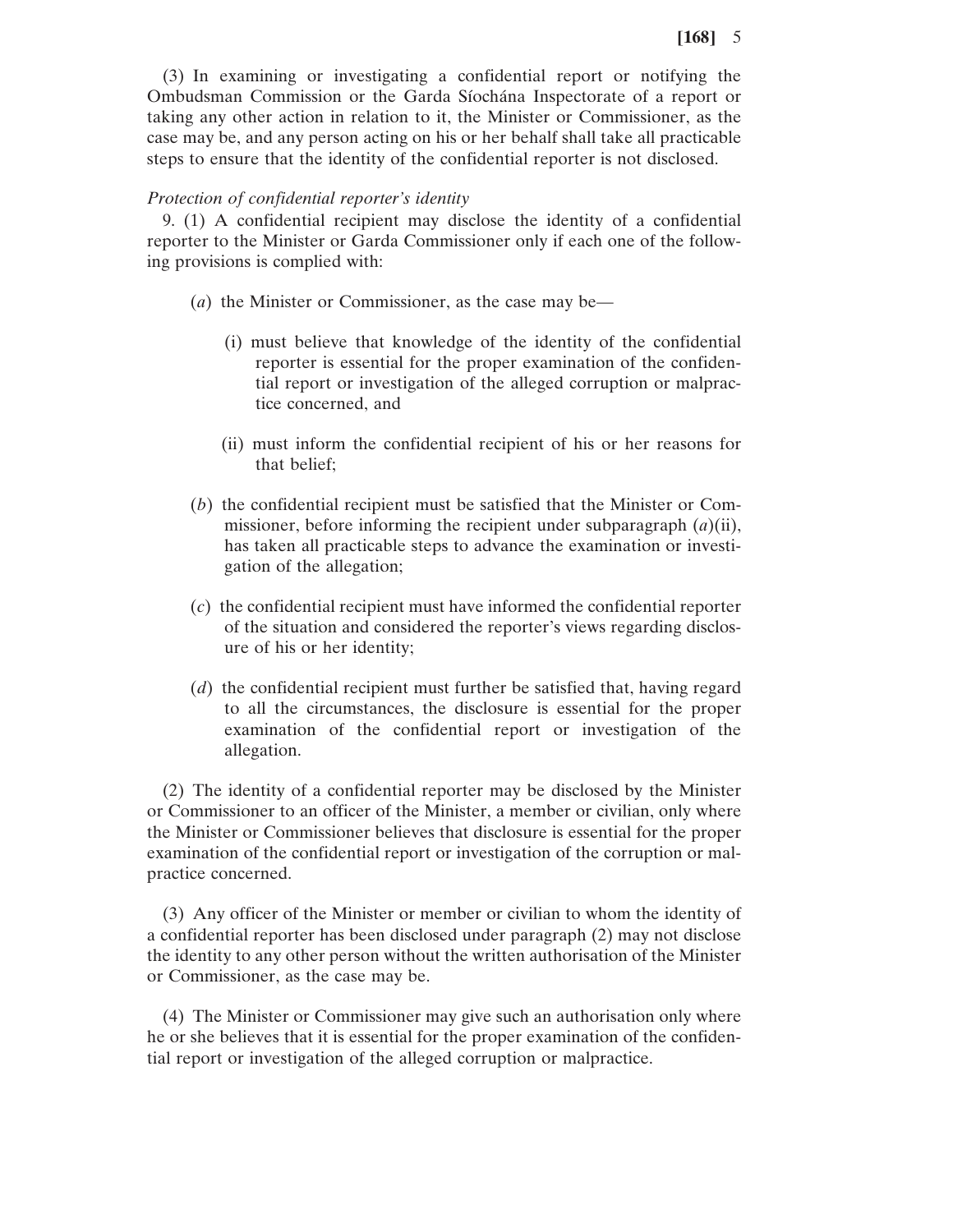(3) In examining or investigating a confidential report or notifying the Ombudsman Commission or the Garda Síochána Inspectorate of a report or taking any other action in relation to it, the Minister or Commissioner, as the case may be, and any person acting on his or her behalf shall take all practicable steps to ensure that the identity of the confidential reporter is not disclosed.

*Protection of confidential reporter's identity*

9. (1) A confidential recipient may disclose the identity of a confidential reporter to the Minister or Garda Commissioner only if each one of the following provisions is complied with:

(*a*) the Minister or Commissioner, as the case may be—

(i) must believe that knowledge of the identity of the confidential reporter is essential for the proper examination of the confidential report or investigation of the alleged corruption or malpractice concerned, and

(ii) must inform the confidential recipient of his or her reasons for that belief;

(*b*) the confidential recipient must be satisfied that the Minister or Commissioner, before informing the recipient under subparagraph (*a*)(ii), has taken all practicable steps to advance the examination or investigation of the allegation;

(*c*) the confidential recipient must have informed the confidential reporter of the situation and considered the reporter's views regarding disclosure of his or her identity;

(*d*) the confidential recipient must further be satisfied that, having regard to all the circumstances, the disclosure is essential for the proper examination of the confidential report or investigation of the allegation.

(2) The identity of a confidential reporter may be disclosed by the Minister or Commissioner to an officer of the Minister, a member or civilian, only where the Minister or Commissioner believes that disclosure is essential for the proper examination of the confidential report or investigation of the corruption or malpractice concerned.

(3) Any officer of the Minister or member or civilian to whom the identity of a confidential reporter has been disclosed under paragraph (2) may not disclose the identity to any other person without the written authorisation of the Minister or Commissioner, as the case may be.

(4) The Minister or Commissioner may give such an authorisation only where he or she believes that it is essential for the proper examination of the confidential report or investigation of the alleged corruption or malpractice.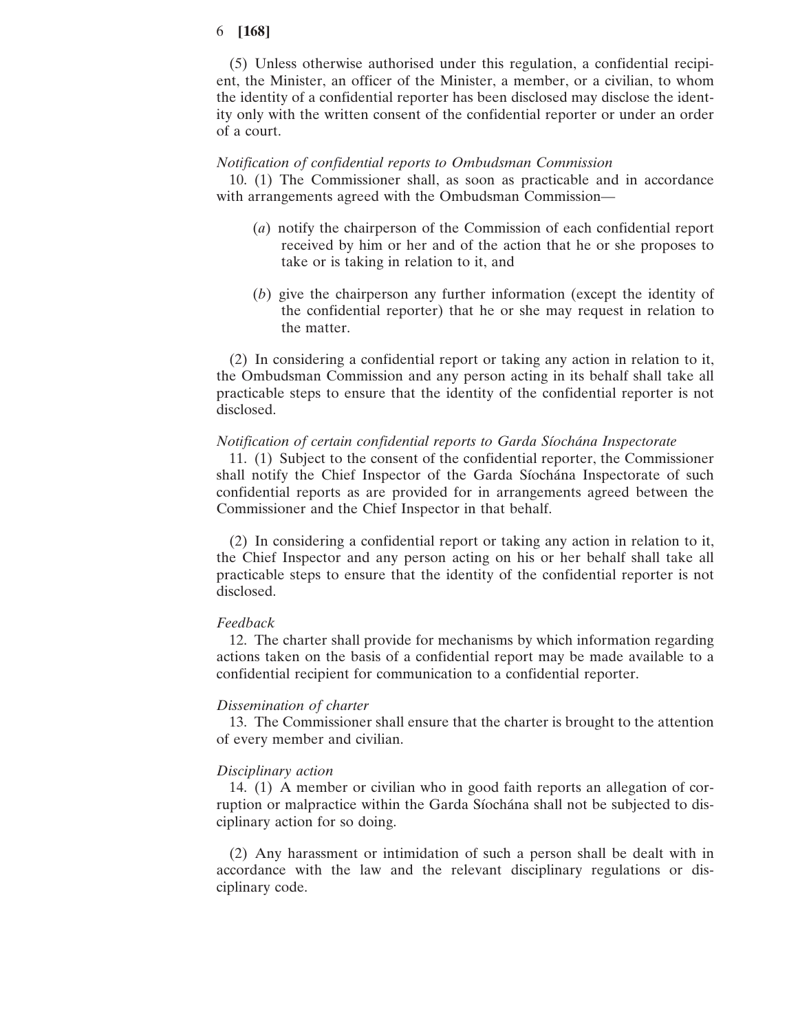(5) Unless otherwise authorised under this regulation, a confidential recipient, the Minister, an officer of the Minister, a member, or a civilian, to whom the identity of a confidential reporter has been disclosed may disclose the identity only with the written consent of the confidential reporter or under an order of a court.

*Notification of confidential reports to Ombudsman Commission*

10. (1) The Commissioner shall, as soon as practicable and in accordance with arrangements agreed with the Ombudsman Commission—

(*a*) notify the chairperson of the Commission of each confidential report received by him or her and of the action that he or she proposes to take or is taking in relation to it, and

(*b*) give the chairperson any further information (except the identity of the confidential reporter) that he or she may request in relation to the matter.

(2) In considering a confidential report or taking any action in relation to it, the Ombudsman Commission and any person acting in its behalf shall take all practicable steps to ensure that the identity of the confidential reporter is not disclosed.

*Notification of certain confidential reports to Garda Síochána Inspectorate*

11. (1) Subject to the consent of the confidential reporter, the Commissioner shall notify the Chief Inspector of the Garda Síochána Inspectorate of such confidential reports as are provided for in arrangements agreed between the Commissioner and the Chief Inspector in that behalf.

(2) In considering a confidential report or taking any action in relation to it, the Chief Inspector and any person acting on his or her behalf shall take all practicable steps to ensure that the identity of the confidential reporter is not disclosed.

*Feedback*

12. The charter shall provide for mechanisms by which information regarding actions taken on the basis of a confidential report may be made available to a confidential recipient for communication to a confidential reporter.

*Dissemination of charter*

13. The Commissioner shall ensure that the charter is brought to the attention of every member and civilian.

*Disciplinary action*

14. (1) A member or civilian who in good faith reports an allegation of corruption or malpractice within the Garda Síochána shall not be subjected to disciplinary action for so doing.

(2) Any harassment or intimidation of such a person shall be dealt with in accordance with the law and the relevant disciplinary regulations or disciplinary code.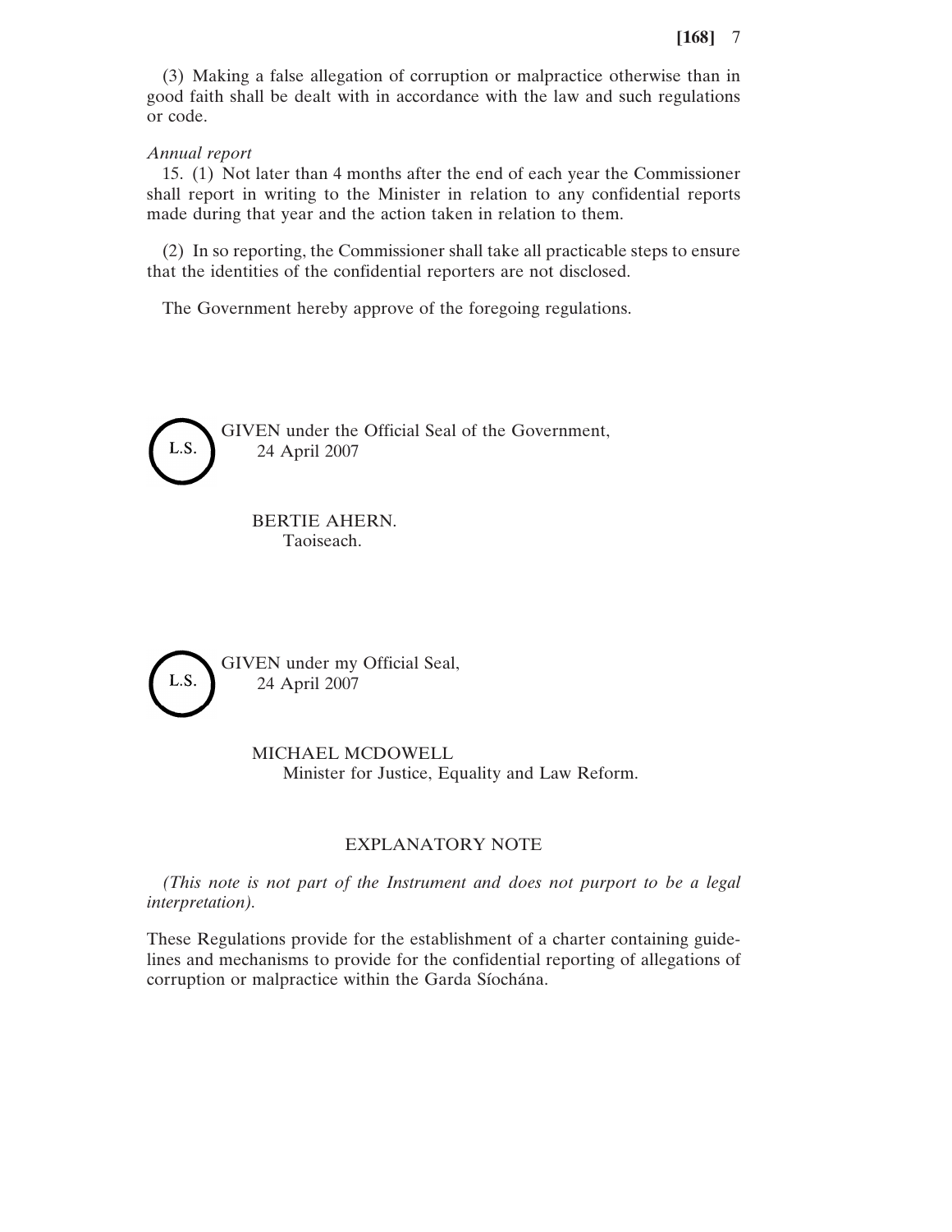(3) Making a false allegation of corruption or malpractice otherwise than in good faith shall be dealt with in accordance with the law and such regulations or code.

*Annual report*

15. (1) Not later than 4 months after the end of each year the Commissioner shall report in writing to the Minister in relation to any confidential reports made during that year and the action taken in relation to them.

(2) In so reporting, the Commissioner shall take all practicable steps to ensure that the identities of the confidential reporters are not disclosed.

The Government hereby approve of the foregoing regulations.

L.S.

GIVEN under the Official Seal of the Government,
24 April 2007

BERTIE AHERN.
Taoiseach.

L.S.

GIVEN under my Official Seal,
24 April 2007

MICHAEL MCDOWELL
Minister for Justice, Equality and Law Reform.

EXPLANATORY NOTE

*(This note is not part of the Instrument and does not purport to be a legal interpretation).*

These Regulations provide for the establishment of a charter containing guidelines and mechanisms to provide for the confidential reporting of allegations of corruption or malpractice within the Garda Síochána.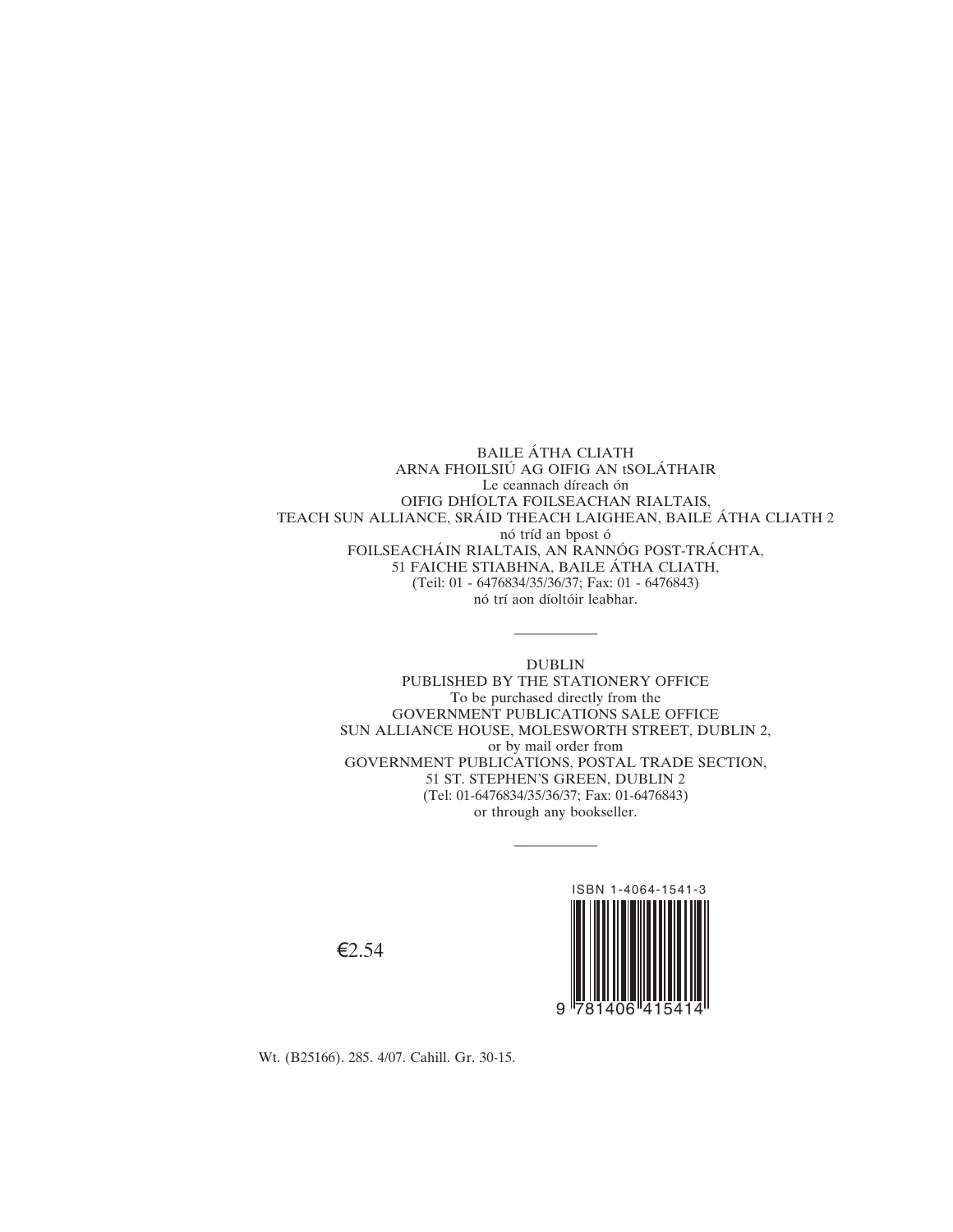BAILE ÁTHA CLIATH
ARNA FHOILSIÚ AG OIFIG AN tSOLÁTHAIR
Le ceannach díreach ón
OIFIG DHÍOLTA FOILSEACHAN RIALTAIS,
TEACH SUN ALLIANCE, SRÁID THEACH LAIGHEAN, BAILE ÁTHA CLIATH 2
nó tríd an bpost ó
FOILSEACHÁIN RIALTAIS, AN RANNÓG POST-TRÁCHTA,
51 FAICHE STIABHNA, BAILE ÁTHA CLIATH,
(Teil: 01 - 6476834/35/36/37; Fax: 01 - 6476843)
nó trí aon díoltóir leabhar.

---

DUBLIN
PUBLISHED BY THE STATIONERY OFFICE
To be purchased directly from the
GOVERNMENT PUBLICATIONS SALE OFFICE
SUN ALLIANCE HOUSE, MOLESWORTH STREET, DUBLIN 2,
or by mail order from
GOVERNMENT PUBLICATIONS, POSTAL TRADE SECTION,
51 ST. STEPHEN'S GREEN, DUBLIN 2
(Tel: 01-6476834/35/36/37; Fax: 01-6476843)
or through any bookseller.

---

ISBN 1-4064-1541-3

€2.54

9 781406 415414

Wt. (B25166). 285. 4/07. Cahill. Gr. 30-15.